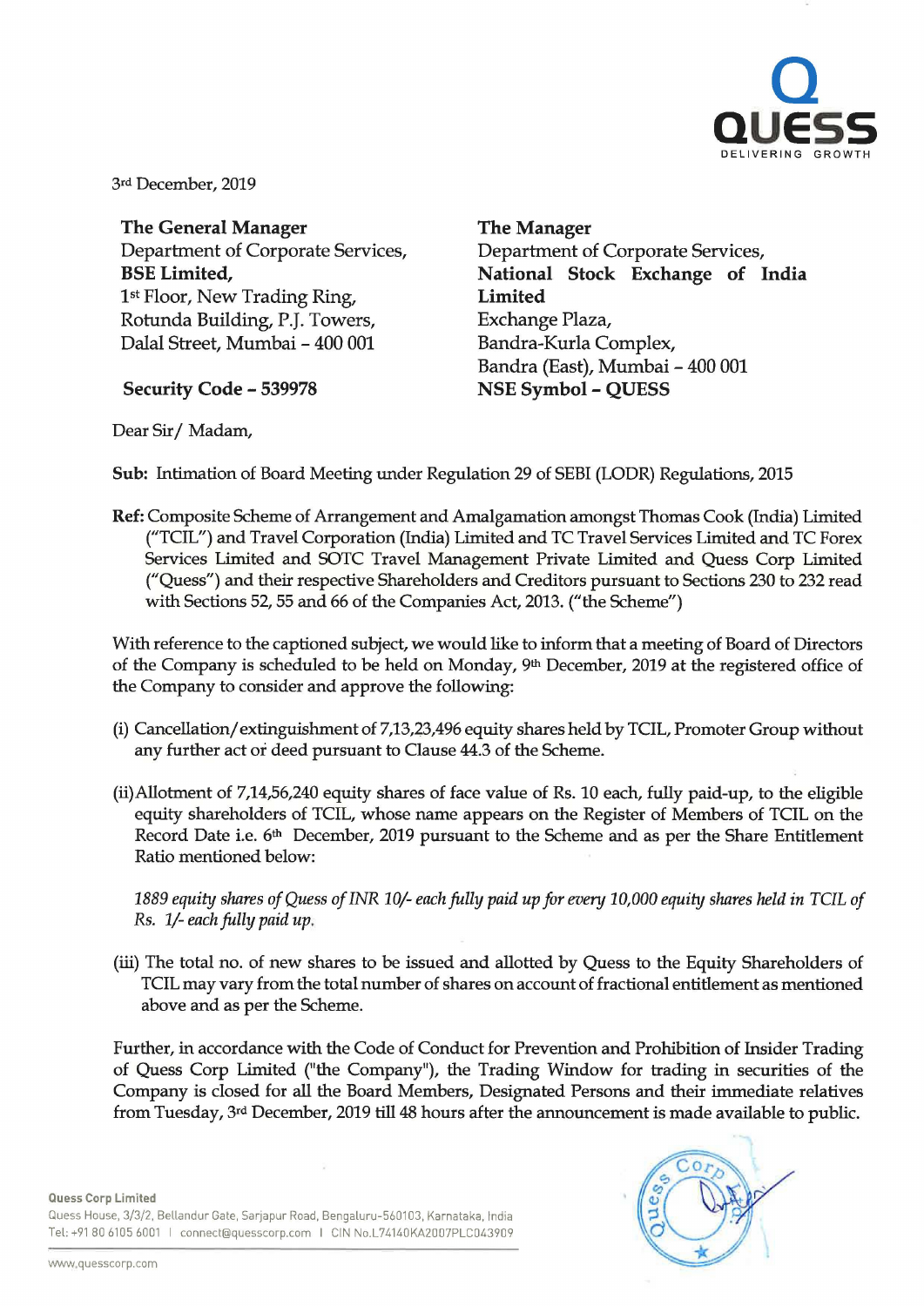3rd December, 2019

| **The General Manager** | **The Manager** |
|---|---|
| Department of Corporate Services, | Department of Corporate Services, |
| **BSE Limited,** | **National Stock Exchange of India Limited** |
| 1st Floor, New Trading Ring, | Exchange Plaza, |
| Rotunda Building, P.J. Towers, | Bandra-Kurla Complex, |
| Dalal Street, Mumbai – 400 001 | Bandra (East), Mumbai – 400 001 |
| **Security Code – 539978** | **NSE Symbol – QUESS** |

Dear Sir/ Madam,

**Sub:** Intimation of Board Meeting under Regulation 29 of SEBI (LODR) Regulations, 2015

**Ref:** Composite Scheme of Arrangement and Amalgamation amongst Thomas Cook (India) Limited ("TCIL") and Travel Corporation (India) Limited and TC Travel Services Limited and TC Forex Services Limited and SOTC Travel Management Private Limited and Quess Corp Limited ("Quess") and their respective Shareholders and Creditors pursuant to Sections 230 to 232 read with Sections 52, 55 and 66 of the Companies Act, 2013. ("the Scheme")

With reference to the captioned subject, we would like to inform that a meeting of Board of Directors of the Company is scheduled to be held on Monday, 9th December, 2019 at the registered office of the Company to consider and approve the following:

(i) Cancellation/extinguishment of 7,13,23,496 equity shares held by TCIL, Promoter Group without any further act or deed pursuant to Clause 44.3 of the Scheme.

(ii) Allotment of 7,14,56,240 equity shares of face value of Rs. 10 each, fully paid-up, to the eligible equity shareholders of TCIL, whose name appears on the Register of Members of TCIL on the Record Date i.e. 6th December, 2019 pursuant to the Scheme and as per the Share Entitlement Ratio mentioned below:

*1889 equity shares of Quess of INR 10/- each fully paid up for every 10,000 equity shares held in TCIL of Rs. 1/- each fully paid up.*

(iii) The total no. of new shares to be issued and allotted by Quess to the Equity Shareholders of TCIL may vary from the total number of shares on account of fractional entitlement as mentioned above and as per the Scheme.

Further, in accordance with the Code of Conduct for Prevention and Prohibition of Insider Trading of Quess Corp Limited ("the Company"), the Trading Window for trading in securities of the Company is closed for all the Board Members, Designated Persons and their immediate relatives from Tuesday, 3rd December, 2019 till 48 hours after the announcement is made available to public.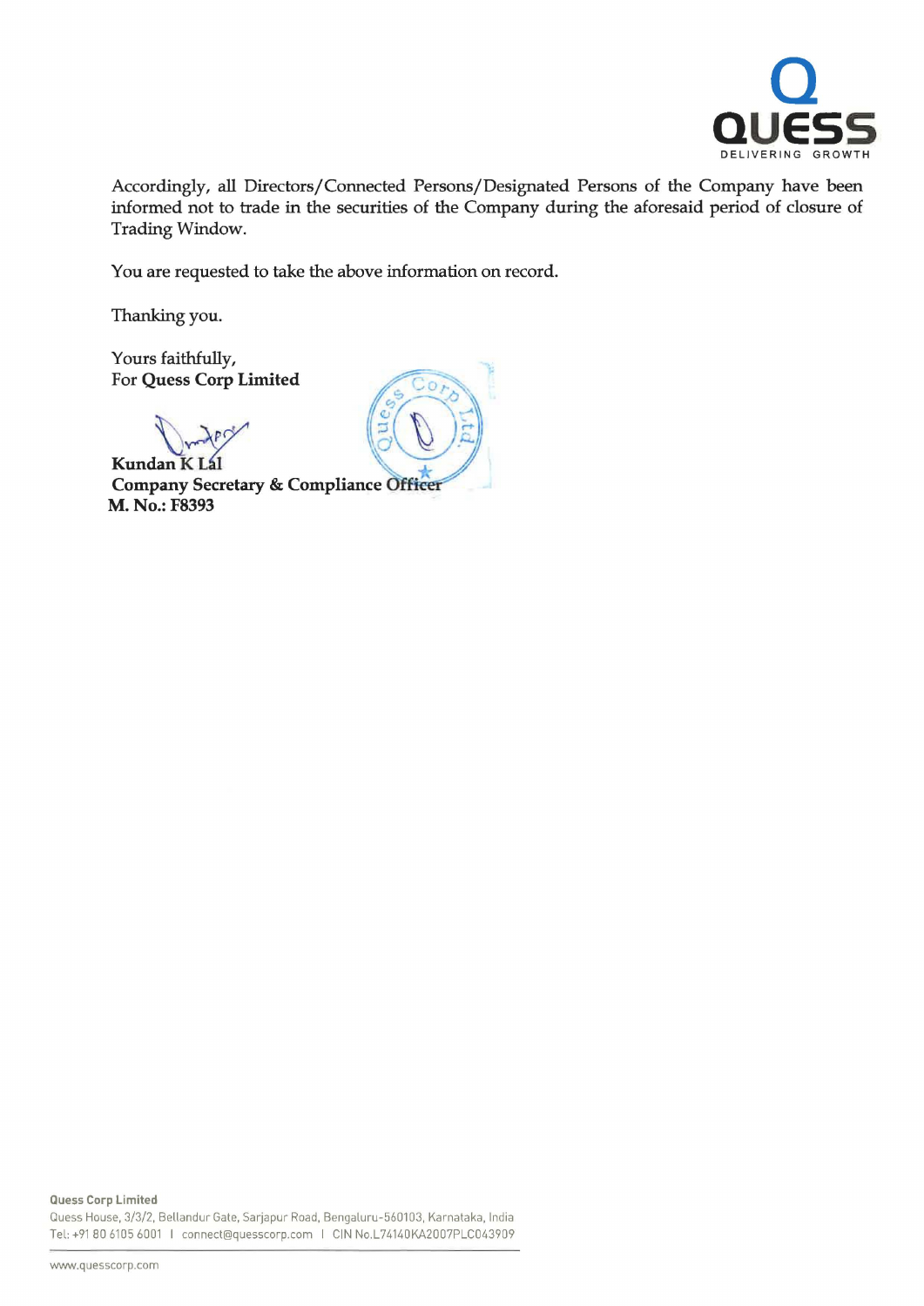Accordingly, all Directors/Connected Persons/Designated Persons of the Company have been informed not to trade in the securities of the Company during the aforesaid period of closure of Trading Window.

You are requested to take the above information on record.

Thanking you.

Yours faithfully,
For **Quess Corp Limited**

**Kundan K Lal**
**Company Secretary & Compliance Officer**
**M. No.: F8393**

**Quess Corp Limited**
Quess House, 3/3/2, Bellandur Gate, Sarjapur Road, Bengaluru-560103, Karnataka, India
Tel: +91 80 6105 6001 | connect@quesscorp.com | CIN No.L74140KA2007PLC043909

www.quesscorp.com